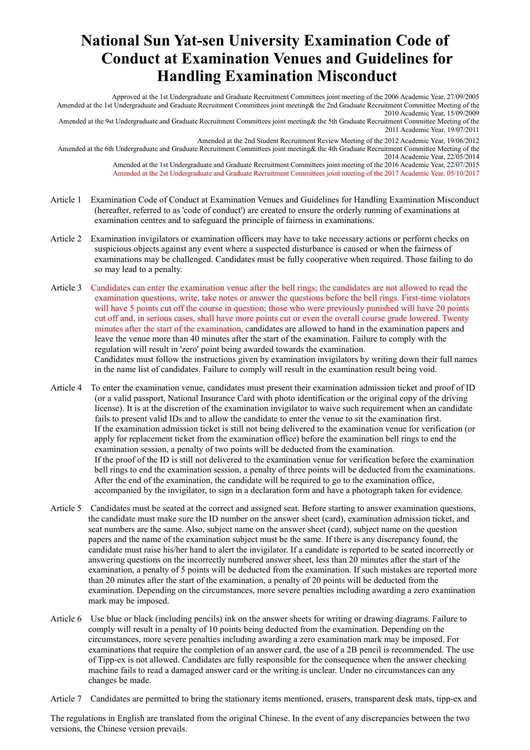# National Sun Yat-sen University Examination Code of Conduct at Examination Venues and Guidelines for Handling Examination Misconduct

Approved at the 1st Undergraduate and Graduate Recruitment Committees joint meeting of the 2006 Academic Year, 27/09/2005
Amended at the 1st Undergraduate and Graduate Recruitment Committees joint meeting& the 2nd Graduate Recruitment Committee Meeting of the 2010 Academic Year, 15/09/2009
Amended at the 9st Undergraduate and Graduate Recruitment Committees joint meeting& the 5th Graduate Recruitment Committee Meeting of the 2011 Academic Year, 19/07/2011
Amended at the 2nd Student Recruitment Review Meeting of the 2012 Academic Year, 19/06/2012
Amended at the 6th Undergraduate and Graduate Recruitment Committees joint meeting& the 4th Graduate Recruitment Committee Meeting of the 2014 Academic Year, 22/05/2014
Amended at the 1st Undergraduate and Graduate Recruitment Committees joint meeting of the 2016 Academic Year, 22/07/2015
Amended at the 2st Undergraduate and Graduate Recruitment Committees joint meeting of the 2017 Academic Year, 05/10/2017

Article 1 Examination Code of Conduct at Examination Venues and Guidelines for Handling Examination Misconduct (hereafter, referred to as 'code of conduct') are created to ensure the orderly running of examinations at examination centres and to safeguard the principle of fairness in examinations.

Article 2 Examination invigilators or examination officers may have to take necessary actions or perform checks on suspicious objects against any event where a suspected disturbance is caused or when the fairness of examinations may be challenged. Candidates must be fully cooperative when required. Those failing to do so may lead to a penalty.

Article 3 Candidates can enter the examination venue after the bell rings; the candidates are not allowed to read the examination questions, write, take notes or answer the questions before the bell rings. First-time violators will have 5 points cut off the course in question; those who were previously punished will have 20 points cut off and, in serious cases, shall have more points cut or even the overall course grade lowered. Twenty minutes after the start of the examination, candidates are allowed to hand in the examination papers and leave the venue more than 40 minutes after the start of the examination. Failure to comply with the regulation will result in 'zero' point being awarded towards the examination.
Candidates must follow the instructions given by examination invigilators by writing down their full names in the name list of candidates. Failure to comply will result in the examination result being void.

Article 4 To enter the examination venue, candidates must present their examination admission ticket and proof of ID (or a valid passport, National Insurance Card with photo identification or the original copy of the driving license). It is at the discretion of the examination invigilator to waive such requirement when an candidate fails to present valid IDs and to allow the candidate to enter the venue to sit the examination first.
If the examination admission ticket is still not being delivered to the examination venue for verification (or apply for replacement ticket from the examination office) before the examination bell rings to end the examination session, a penalty of two points will be deducted from the examination.
If the proof of the ID is still not delivered to the examination venue for verification before the examination bell rings to end the examination session, a penalty of three points will be deducted from the examinations. After the end of the examination, the candidate will be required to go to the examination office, accompanied by the invigilator, to sign in a declaration form and have a photograph taken for evidence.

Article 5 Candidates must be seated at the correct and assigned seat. Before starting to answer examination questions, the candidate must make sure the ID number on the answer sheet (card), examination admission ticket, and seat numbers are the same. Also, subject name on the answer sheet (card), subject name on the question papers and the name of the examination subject must be the same. If there is any discrepancy found, the candidate must raise his/her hand to alert the invigilator. If a candidate is reported to be seated incorrectly or answering questions on the incorrectly numbered answer sheet, less than 20 minutes after the start of the examination, a penalty of 5 points will be deducted from the examination. If such mistakes are reported more than 20 minutes after the start of the examination, a penalty of 20 points will be deducted from the examination. Depending on the circumstances, more severe penalties including awarding a zero examination mark may be imposed.

Article 6 Use blue or black (including pencils) ink on the answer sheets for writing or drawing diagrams. Failure to comply will result in a penalty of 10 points being deducted from the examination. Depending on the circumstances, more severe penalties including awarding a zero examination mark may be imposed. For examinations that require the completion of an answer card, the use of a 2B pencil is recommended. The use of Tipp-ex is not allowed. Candidates are fully responsible for the consequence when the answer checking machine fails to read a damaged answer card or the writing is unclear. Under no circumstances can any changes be made.

Article 7 Candidates are permitted to bring the stationary items mentioned, erasers, transparent desk mats, tipp-ex and

The regulations in English are translated from the original Chinese. In the event of any discrepancies between the two versions, the Chinese version prevails.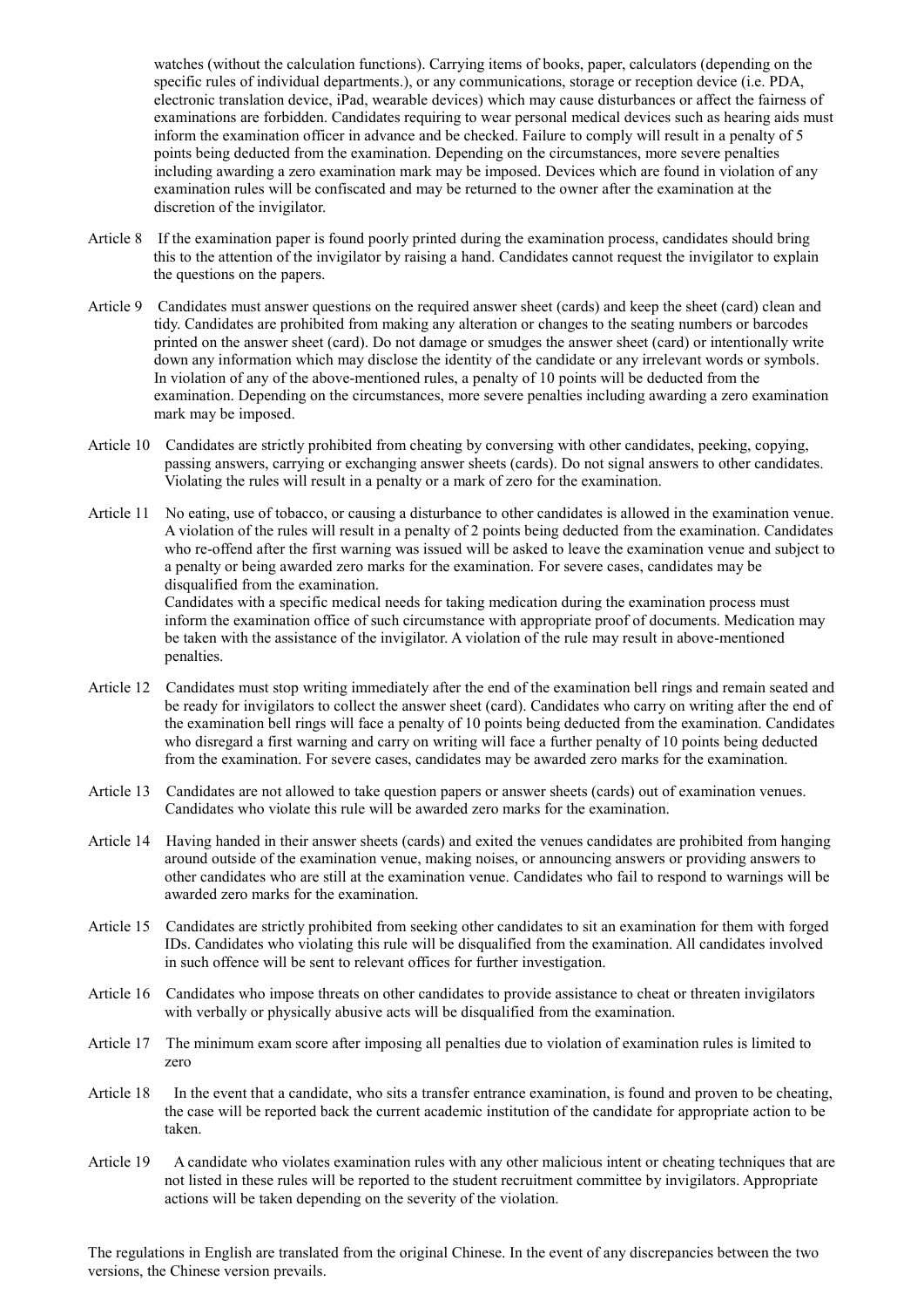watches (without the calculation functions). Carrying items of books, paper, calculators (depending on the specific rules of individual departments.), or any communications, storage or reception device (i.e. PDA, electronic translation device, iPad, wearable devices) which may cause disturbances or affect the fairness of examinations are forbidden. Candidates requiring to wear personal medical devices such as hearing aids must inform the examination officer in advance and be checked. Failure to comply will result in a penalty of 5 points being deducted from the examination. Depending on the circumstances, more severe penalties including awarding a zero examination mark may be imposed. Devices which are found in violation of any examination rules will be confiscated and may be returned to the owner after the examination at the discretion of the invigilator.

Article 8 If the examination paper is found poorly printed during the examination process, candidates should bring this to the attention of the invigilator by raising a hand. Candidates cannot request the invigilator to explain the questions on the papers.

Article 9 Candidates must answer questions on the required answer sheet (cards) and keep the sheet (card) clean and tidy. Candidates are prohibited from making any alteration or changes to the seating numbers or barcodes printed on the answer sheet (card). Do not damage or smudges the answer sheet (card) or intentionally write down any information which may disclose the identity of the candidate or any irrelevant words or symbols. In violation of any of the above-mentioned rules, a penalty of 10 points will be deducted from the examination. Depending on the circumstances, more severe penalties including awarding a zero examination mark may be imposed.

Article 10 Candidates are strictly prohibited from cheating by conversing with other candidates, peeking, copying, passing answers, carrying or exchanging answer sheets (cards). Do not signal answers to other candidates. Violating the rules will result in a penalty or a mark of zero for the examination.

Article 11 No eating, use of tobacco, or causing a disturbance to other candidates is allowed in the examination venue. A violation of the rules will result in a penalty of 2 points being deducted from the examination. Candidates who re-offend after the first warning was issued will be asked to leave the examination venue and subject to a penalty or being awarded zero marks for the examination. For severe cases, candidates may be disqualified from the examination.
Candidates with a specific medical needs for taking medication during the examination process must inform the examination office of such circumstance with appropriate proof of documents. Medication may be taken with the assistance of the invigilator. A violation of the rule may result in above-mentioned penalties.

Article 12 Candidates must stop writing immediately after the end of the examination bell rings and remain seated and be ready for invigilators to collect the answer sheet (card). Candidates who carry on writing after the end of the examination bell rings will face a penalty of 10 points being deducted from the examination. Candidates who disregard a first warning and carry on writing will face a further penalty of 10 points being deducted from the examination. For severe cases, candidates may be awarded zero marks for the examination.

Article 13 Candidates are not allowed to take question papers or answer sheets (cards) out of examination venues. Candidates who violate this rule will be awarded zero marks for the examination.

Article 14 Having handed in their answer sheets (cards) and exited the venues candidates are prohibited from hanging around outside of the examination venue, making noises, or announcing answers or providing answers to other candidates who are still at the examination venue. Candidates who fail to respond to warnings will be awarded zero marks for the examination.

Article 15 Candidates are strictly prohibited from seeking other candidates to sit an examination for them with forged IDs. Candidates who violating this rule will be disqualified from the examination. All candidates involved in such offence will be sent to relevant offices for further investigation.

Article 16 Candidates who impose threats on other candidates to provide assistance to cheat or threaten invigilators with verbally or physically abusive acts will be disqualified from the examination.

Article 17 The minimum exam score after imposing all penalties due to violation of examination rules is limited to zero

Article 18 In the event that a candidate, who sits a transfer entrance examination, is found and proven to be cheating, the case will be reported back the current academic institution of the candidate for appropriate action to be taken.

Article 19 A candidate who violates examination rules with any other malicious intent or cheating techniques that are not listed in these rules will be reported to the student recruitment committee by invigilators. Appropriate actions will be taken depending on the severity of the violation.

The regulations in English are translated from the original Chinese. In the event of any discrepancies between the two versions, the Chinese version prevails.